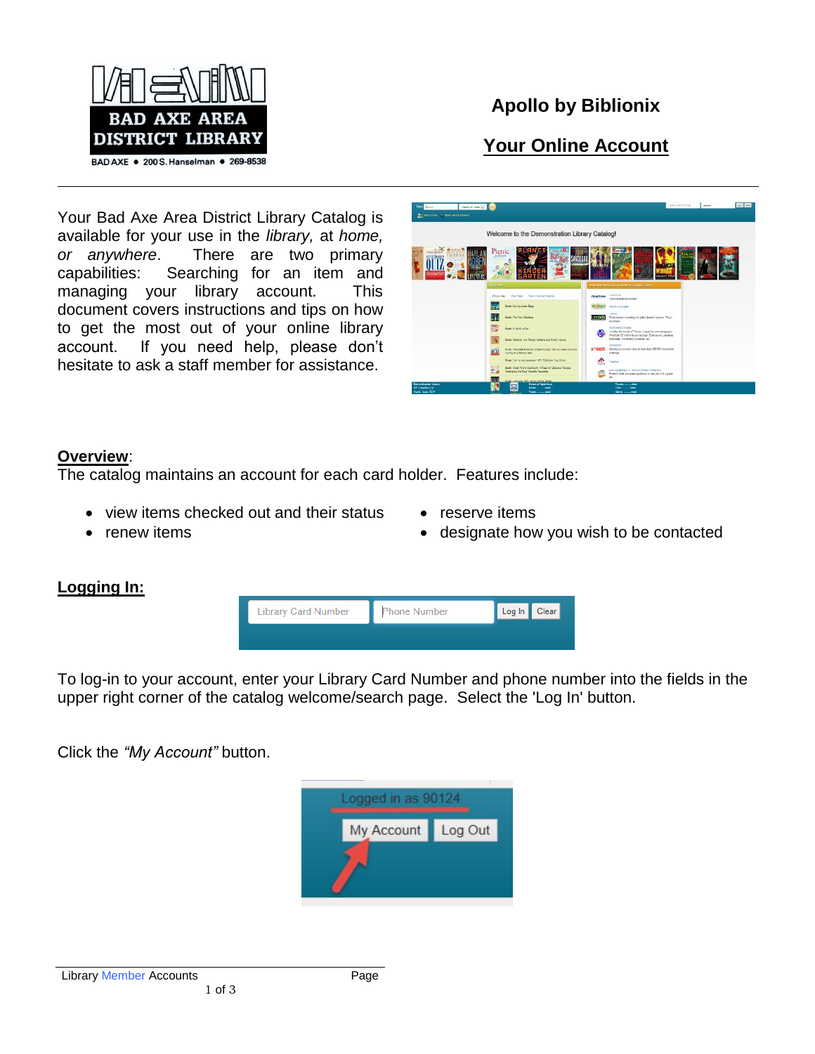# Apollo by Biblionix

## Your Online Account

Your Bad Axe Area District Library Catalog is available for your use in the *library,* at *home, or anywhere*. There are two primary capabilities: Searching for an item and managing your library account. This document covers instructions and tips on how to get the most out of your online library account. If you need help, please don't hesitate to ask a staff member for assistance.

**Overview**:

The catalog maintains an account for each card holder. Features include:

- view items checked out and their status
- renew items
- reserve items
- designate how you wish to be contacted

**Logging In:**

To log-in to your account, enter your Library Card Number and phone number into the fields in the upper right corner of the catalog welcome/search page. Select the 'Log In' button.

Click the *"My Account"* button.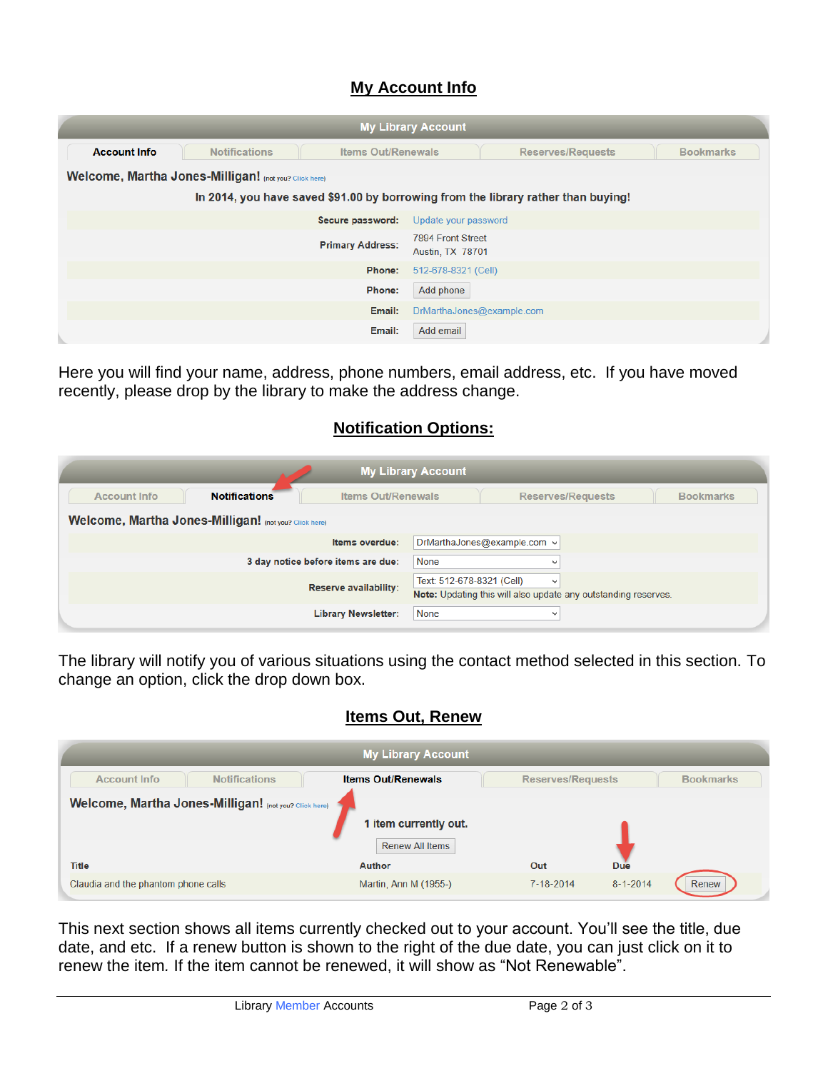## My Account Info

**My Library Account**

Account Info | Notifications | Items Out/Renewals | Reserves/Requests | Bookmarks

**Welcome, Martha Jones-Milligan!** (not you? Click here)

**In 2014, you have saved $91.00 by borrowing from the library rather than buying!**

| | |
|---|---|
| **Secure password:** | Update your password |
| **Primary Address:** | 7894 Front Street<br>Austin, TX 78701 |
| **Phone:** | 512-678-8321 (Cell) |
| **Phone:** | Add phone |
| **Email:** | DrMarthaJones@example.com |
| **Email:** | Add email |

Here you will find your name, address, phone numbers, email address, etc. If you have moved recently, please drop by the library to make the address change.

## Notification Options:

**My Library Account**

Account Info | Notifications | Items Out/Renewals | Reserves/Requests | Bookmarks

**Welcome, Martha Jones-Milligan!** (not you? Click here)

| | |
|---|---|
| **Items overdue:** | DrMarthaJones@example.com |
| **3 day notice before items are due:** | None |
| **Reserve availability:** | Text: 512-678-8321 (Cell)<br>**Note:** Updating this will also update any outstanding reserves. |
| **Library Newsletter:** | None |

The library will notify you of various situations using the contact method selected in this section. To change an option, click the drop down box.

## Items Out, Renew

**My Library Account**

Account Info | Notifications | Items Out/Renewals | Reserves/Requests | Bookmarks

**Welcome, Martha Jones-Milligan!** (not you? Click here)

**1 item currently out.**

Renew All Items

| Title | Author | Out | Due | |
|---|---|---|---|---|
| Claudia and the phantom phone calls | Martin, Ann M (1955-) | 7-18-2014 | 8-1-2014 | Renew |

This next section shows all items currently checked out to your account. You'll see the title, due date, and etc. If a renew button is shown to the right of the due date, you can just click on it to renew the item. If the item cannot be renewed, it will show as "Not Renewable".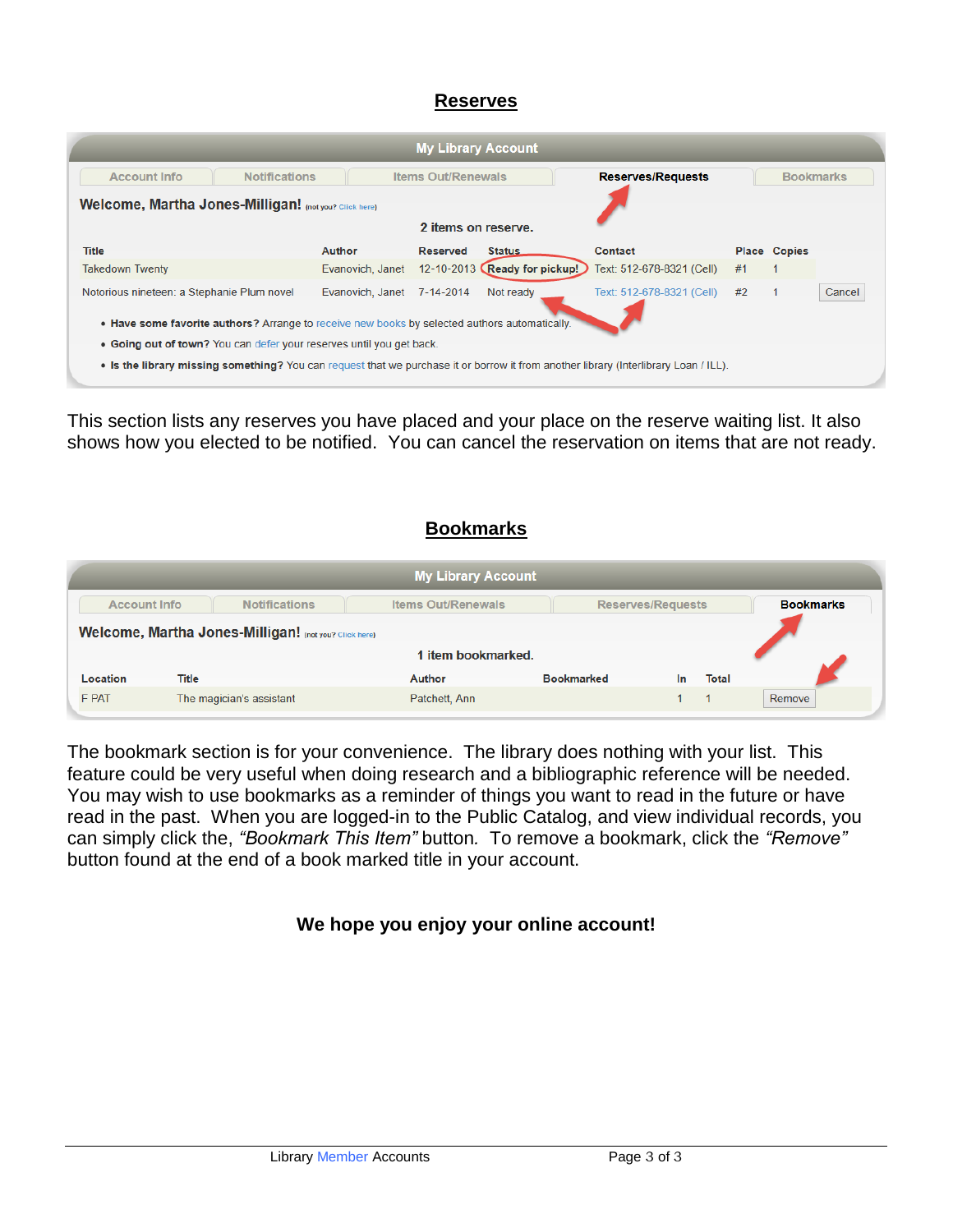## Reserves

My Library Account

Account Info | Notifications | Items Out/Renewals | Reserves/Requests | Bookmarks

Welcome, Martha Jones-Milligan! (not you? Click here)

2 items on reserve.

| Title | Author | Reserved | Status | Contact | Place | Copies | |
|---|---|---|---|---|---|---|---|
| Takedown Twenty | Evanovich, Janet | 12-10-2013 | Ready for pickup! | Text: 512-678-8321 (Cell) | #1 | 1 | |
| Notorious nineteen: a Stephanie Plum novel | Evanovich, Janet | 7-14-2014 | Not ready | Text: 512-678-8321 (Cell) | #2 | 1 | Cancel |

- **Have some favorite authors?** Arrange to receive new books by selected authors automatically.
- **Going out of town?** You can defer your reserves until you get back.
- **Is the library missing something?** You can request that we purchase it or borrow it from another library (Interlibrary Loan / ILL).

This section lists any reserves you have placed and your place on the reserve waiting list. It also shows how you elected to be notified. You can cancel the reservation on items that are not ready.

## Bookmarks

My Library Account

Account Info | Notifications | Items Out/Renewals | Reserves/Requests | Bookmarks

Welcome, Martha Jones-Milligan! (not you? Click here)

1 item bookmarked.

| Location | Title | Author | Bookmarked | In | Total | |
|---|---|---|---|---|---|---|
| F PAT | The magician's assistant | Patchett, Ann | | 1 | 1 | Remove |

The bookmark section is for your convenience. The library does nothing with your list. This feature could be very useful when doing research and a bibliographic reference will be needed. You may wish to use bookmarks as a reminder of things you want to read in the future or have read in the past. When you are logged-in to the Public Catalog, and view individual records, you can simply click the, *"Bookmark This Item"* button. To remove a bookmark, click the *"Remove"* button found at the end of a book marked title in your account.

**We hope you enjoy your online account!**